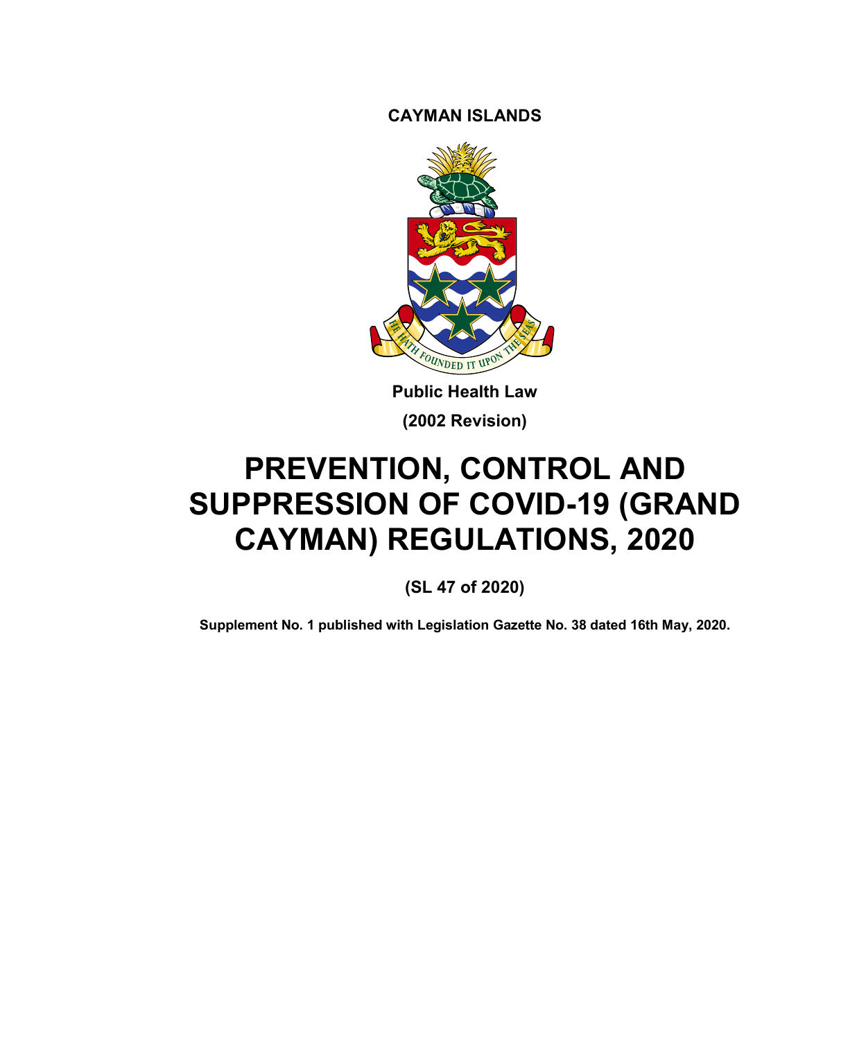**CAYMAN ISLANDS**

**Public Health Law**

**(2002 Revision)**

# PREVENTION, CONTROL AND SUPPRESSION OF COVID-19 (GRAND CAYMAN) REGULATIONS, 2020

**(SL 47 of 2020)**

**Supplement No. 1 published with Legislation Gazette No. 38 dated 16th May, 2020.**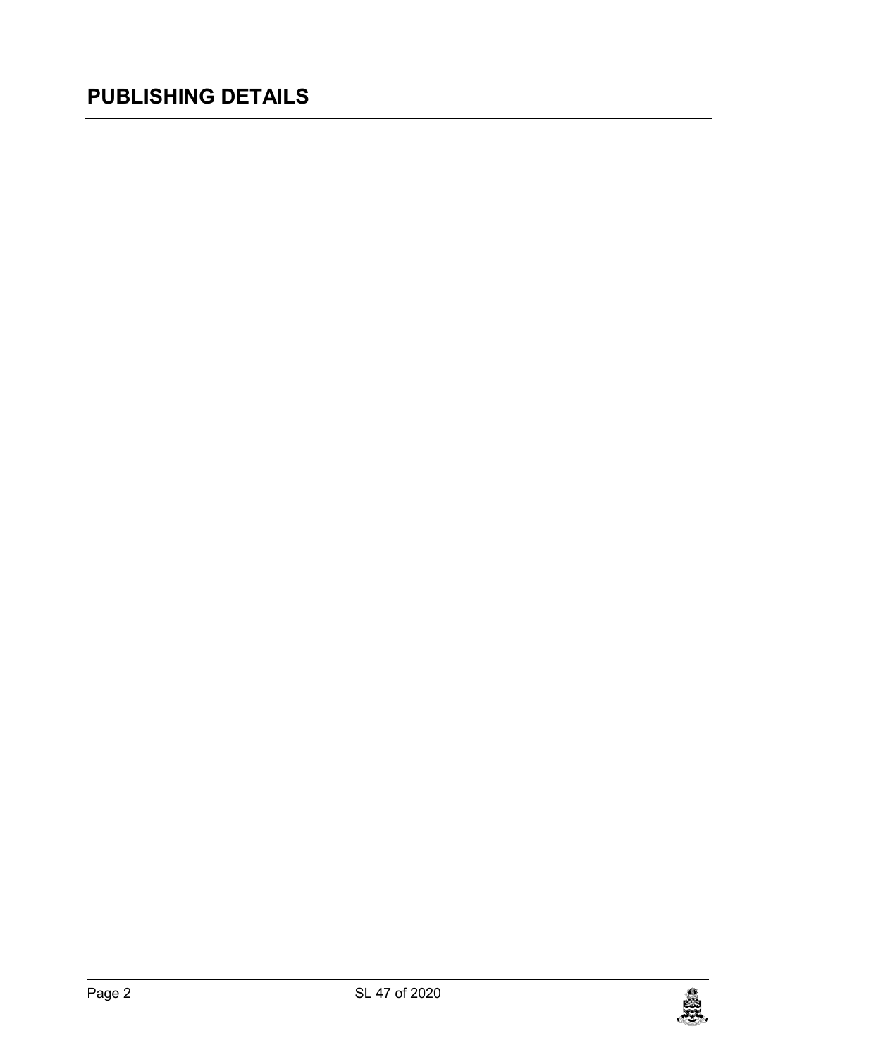## PUBLISHING DETAILS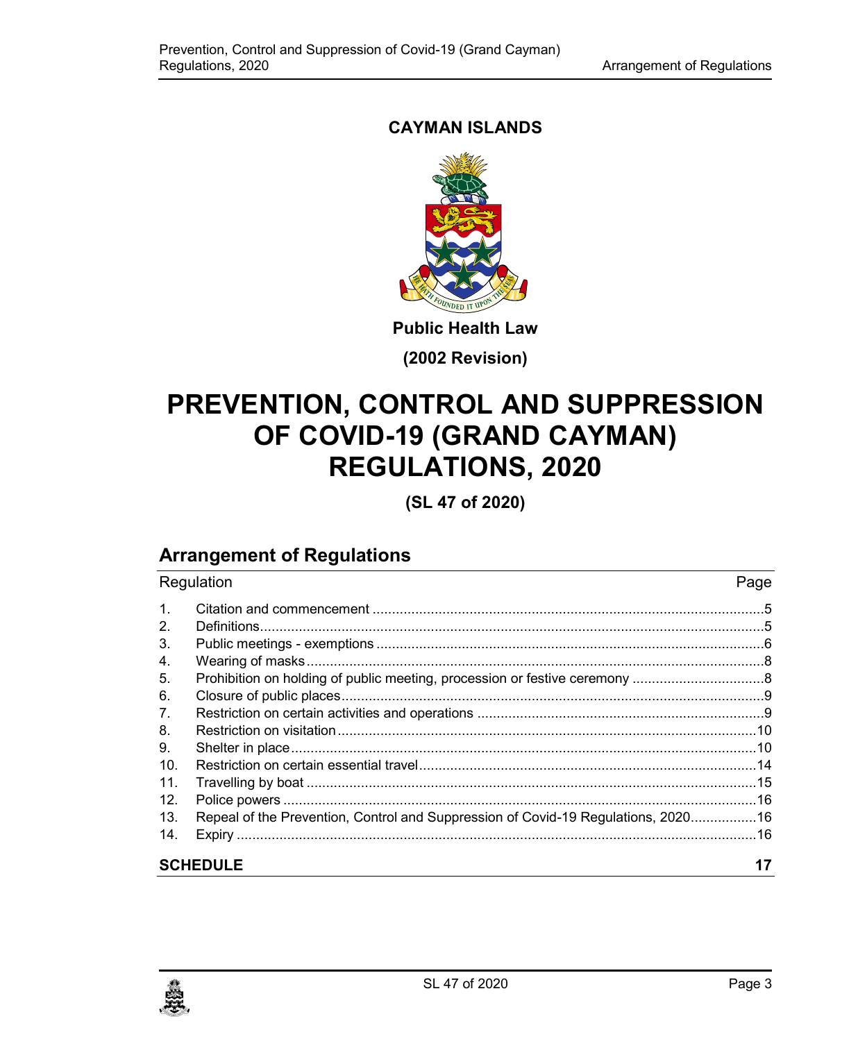**CAYMAN ISLANDS**

**Public Health Law**

**(2002 Revision)**

# PREVENTION, CONTROL AND SUPPRESSION OF COVID-19 (GRAND CAYMAN) REGULATIONS, 2020

**(SL 47 of 2020)**

## Arrangement of Regulations

| Regulation | | Page |
|---|---|---|
| 1. | Citation and commencement | 5 |
| 2. | Definitions | 5 |
| 3. | Public meetings - exemptions | 6 |
| 4. | Wearing of masks | 8 |
| 5. | Prohibition on holding of public meeting, procession or festive ceremony | 8 |
| 6. | Closure of public places | 9 |
| 7. | Restriction on certain activities and operations | 9 |
| 8. | Restriction on visitation | 10 |
| 9. | Shelter in place | 10 |
| 10. | Restriction on certain essential travel | 14 |
| 11. | Travelling by boat | 15 |
| 12. | Police powers | 16 |
| 13. | Repeal of the Prevention, Control and Suppression of Covid-19 Regulations, 2020 | 16 |
| 14. | Expiry | 16 |
| **SCHEDULE** | | **17** |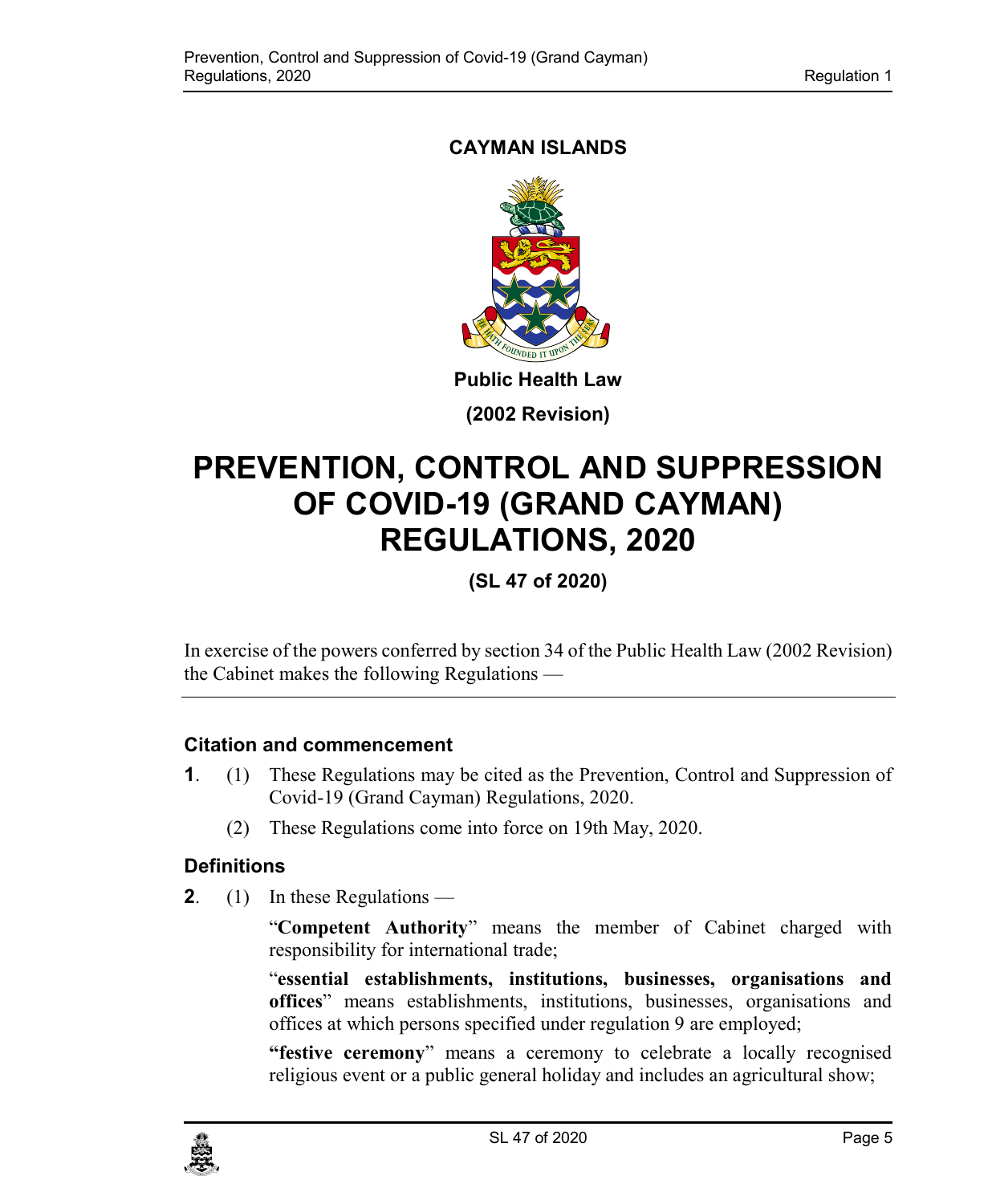**CAYMAN ISLANDS**

**Public Health Law**

**(2002 Revision)**

# PREVENTION, CONTROL AND SUPPRESSION OF COVID-19 (GRAND CAYMAN) REGULATIONS, 2020

**(SL 47 of 2020)**

In exercise of the powers conferred by section 34 of the Public Health Law (2002 Revision) the Cabinet makes the following Regulations —

---

## Citation and commencement

**1**. (1) These Regulations may be cited as the Prevention, Control and Suppression of Covid-19 (Grand Cayman) Regulations, 2020.

(2) These Regulations come into force on 19th May, 2020.

## Definitions

**2**. (1) In these Regulations —

"**Competent Authority**" means the member of Cabinet charged with responsibility for international trade;

"**essential establishments, institutions, businesses, organisations and offices**" means establishments, institutions, businesses, organisations and offices at which persons specified under regulation 9 are employed;

**"festive ceremony**" means a ceremony to celebrate a locally recognised religious event or a public general holiday and includes an agricultural show;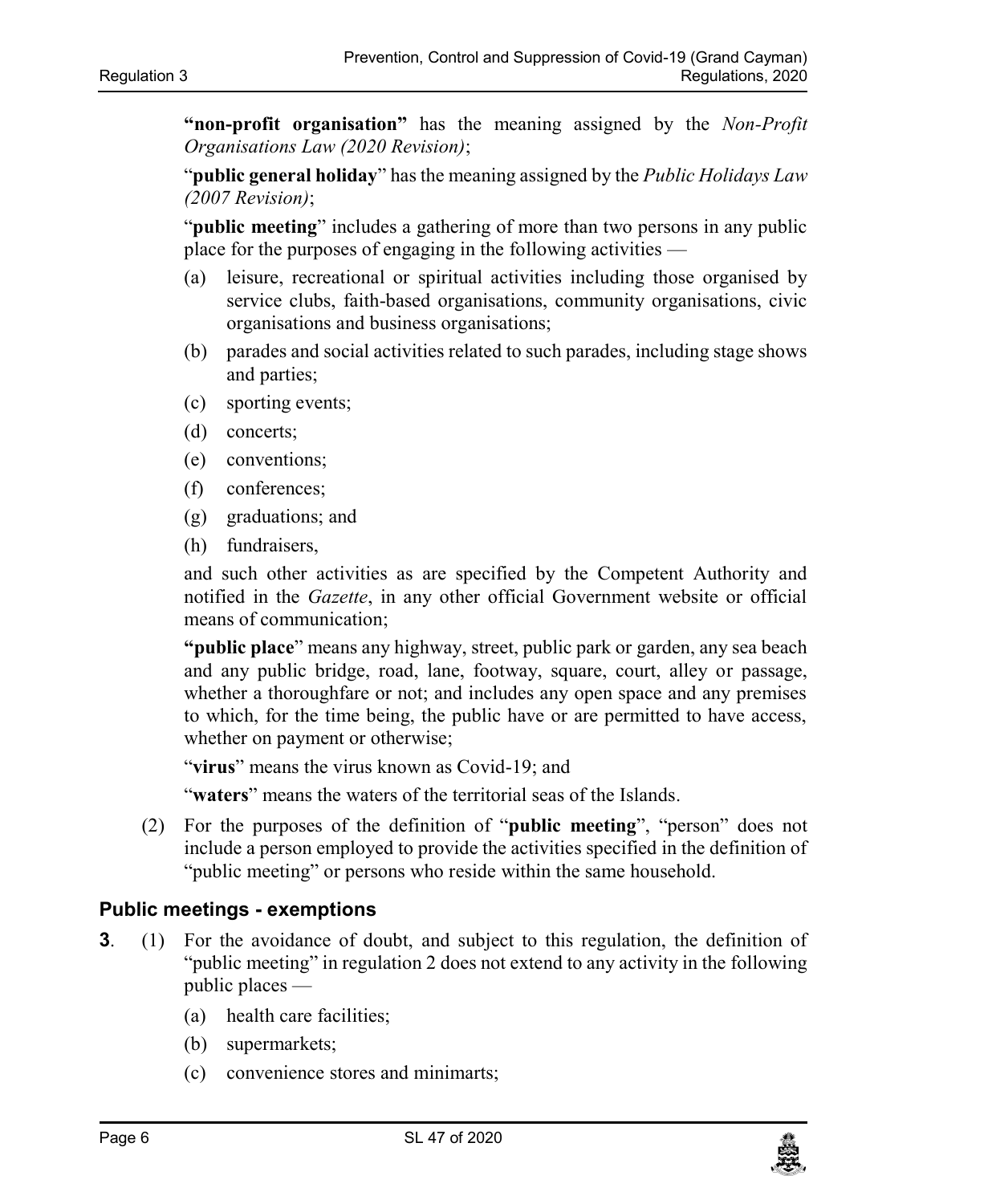**"non-profit organisation"** has the meaning assigned by the *Non-Profit Organisations Law (2020 Revision)*;

"**public general holiday**" has the meaning assigned by the *Public Holidays Law (2007 Revision)*;

"**public meeting**" includes a gathering of more than two persons in any public place for the purposes of engaging in the following activities —

(a) leisure, recreational or spiritual activities including those organised by service clubs, faith-based organisations, community organisations, civic organisations and business organisations;

(b) parades and social activities related to such parades, including stage shows and parties;

(c) sporting events;

(d) concerts;

(e) conventions;

(f) conferences;

(g) graduations; and

(h) fundraisers,

and such other activities as are specified by the Competent Authority and notified in the *Gazette*, in any other official Government website or official means of communication;

**"public place"** means any highway, street, public park or garden, any sea beach and any public bridge, road, lane, footway, square, court, alley or passage, whether a thoroughfare or not; and includes any open space and any premises to which, for the time being, the public have or are permitted to have access, whether on payment or otherwise;

"**virus**" means the virus known as Covid-19; and

"**waters**" means the waters of the territorial seas of the Islands.

(2) For the purposes of the definition of "**public meeting**", "person" does not include a person employed to provide the activities specified in the definition of "public meeting" or persons who reside within the same household.

## Public meetings - exemptions

**3**. (1) For the avoidance of doubt, and subject to this regulation, the definition of "public meeting" in regulation 2 does not extend to any activity in the following public places —

(a) health care facilities;

(b) supermarkets;

(c) convenience stores and minimarts;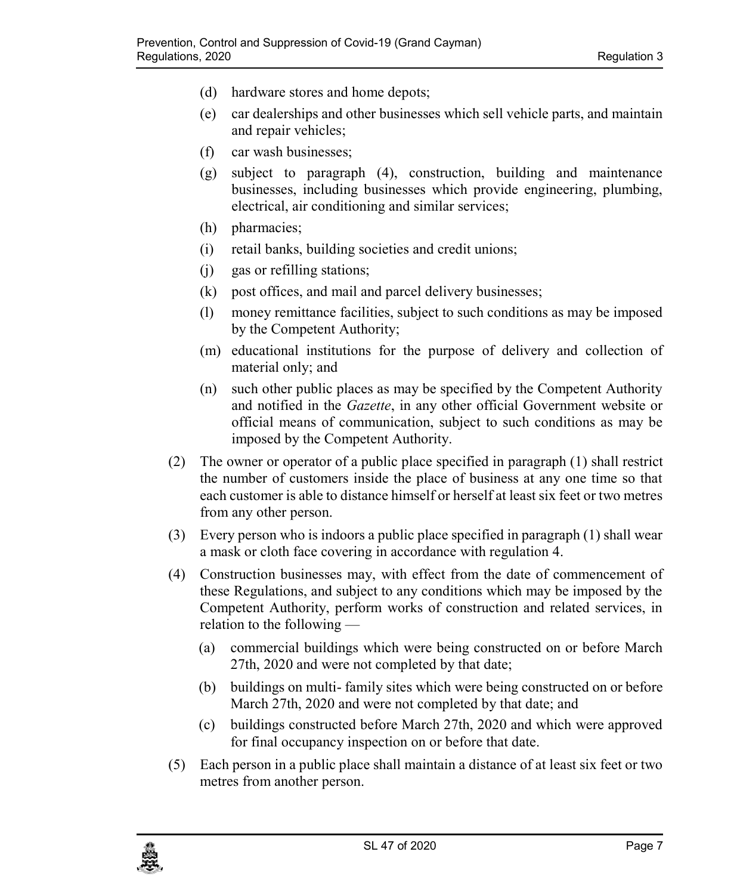(d) hardware stores and home depots;

(e) car dealerships and other businesses which sell vehicle parts, and maintain and repair vehicles;

(f) car wash businesses;

(g) subject to paragraph (4), construction, building and maintenance businesses, including businesses which provide engineering, plumbing, electrical, air conditioning and similar services;

(h) pharmacies;

(i) retail banks, building societies and credit unions;

(j) gas or refilling stations;

(k) post offices, and mail and parcel delivery businesses;

(l) money remittance facilities, subject to such conditions as may be imposed by the Competent Authority;

(m) educational institutions for the purpose of delivery and collection of material only; and

(n) such other public places as may be specified by the Competent Authority and notified in the *Gazette*, in any other official Government website or official means of communication, subject to such conditions as may be imposed by the Competent Authority.

(2) The owner or operator of a public place specified in paragraph (1) shall restrict the number of customers inside the place of business at any one time so that each customer is able to distance himself or herself at least six feet or two metres from any other person.

(3) Every person who is indoors a public place specified in paragraph (1) shall wear a mask or cloth face covering in accordance with regulation 4.

(4) Construction businesses may, with effect from the date of commencement of these Regulations, and subject to any conditions which may be imposed by the Competent Authority, perform works of construction and related services, in relation to the following —

(a) commercial buildings which were being constructed on or before March 27th, 2020 and were not completed by that date;

(b) buildings on multi- family sites which were being constructed on or before March 27th, 2020 and were not completed by that date; and

(c) buildings constructed before March 27th, 2020 and which were approved for final occupancy inspection on or before that date.

(5) Each person in a public place shall maintain a distance of at least six feet or two metres from another person.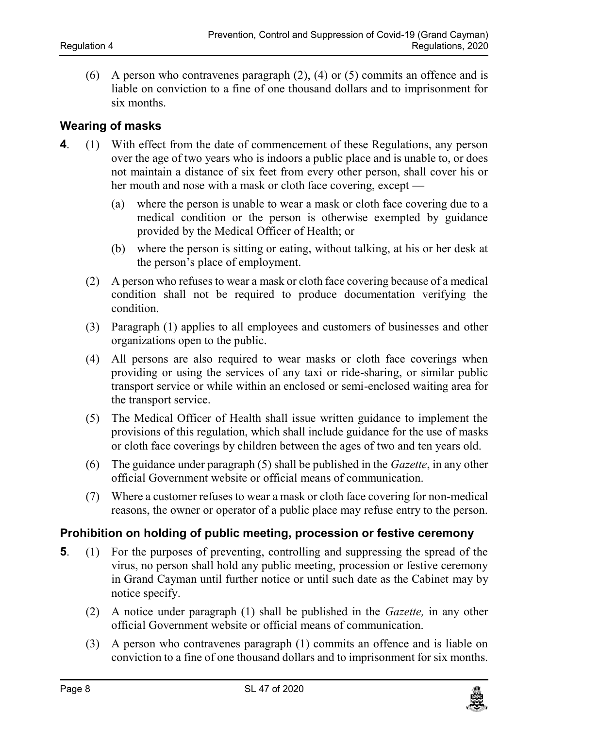(6) A person who contravenes paragraph (2), (4) or (5) commits an offence and is liable on conviction to a fine of one thousand dollars and to imprisonment for six months.

### Wearing of masks

**4**. (1) With effect from the date of commencement of these Regulations, any person over the age of two years who is indoors a public place and is unable to, or does not maintain a distance of six feet from every other person, shall cover his or her mouth and nose with a mask or cloth face covering, except —

(a) where the person is unable to wear a mask or cloth face covering due to a medical condition or the person is otherwise exempted by guidance provided by the Medical Officer of Health; or

(b) where the person is sitting or eating, without talking, at his or her desk at the person's place of employment.

(2) A person who refuses to wear a mask or cloth face covering because of a medical condition shall not be required to produce documentation verifying the condition.

(3) Paragraph (1) applies to all employees and customers of businesses and other organizations open to the public.

(4) All persons are also required to wear masks or cloth face coverings when providing or using the services of any taxi or ride-sharing, or similar public transport service or while within an enclosed or semi-enclosed waiting area for the transport service.

(5) The Medical Officer of Health shall issue written guidance to implement the provisions of this regulation, which shall include guidance for the use of masks or cloth face coverings by children between the ages of two and ten years old.

(6) The guidance under paragraph (5) shall be published in the *Gazette*, in any other official Government website or official means of communication.

(7) Where a customer refuses to wear a mask or cloth face covering for non-medical reasons, the owner or operator of a public place may refuse entry to the person.

### Prohibition on holding of public meeting, procession or festive ceremony

**5**. (1) For the purposes of preventing, controlling and suppressing the spread of the virus, no person shall hold any public meeting, procession or festive ceremony in Grand Cayman until further notice or until such date as the Cabinet may by notice specify.

(2) A notice under paragraph (1) shall be published in the *Gazette,* in any other official Government website or official means of communication.

(3) A person who contravenes paragraph (1) commits an offence and is liable on conviction to a fine of one thousand dollars and to imprisonment for six months.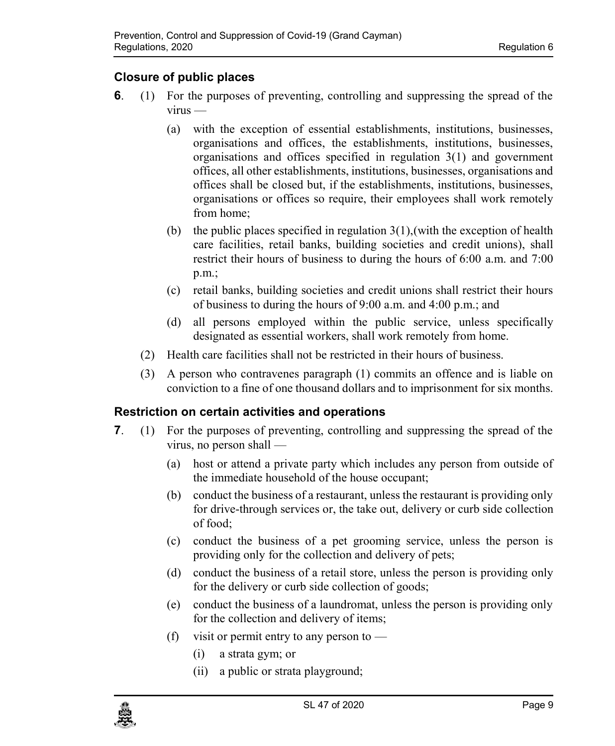## Closure of public places

**6**. (1) For the purposes of preventing, controlling and suppressing the spread of the virus —

(a) with the exception of essential establishments, institutions, businesses, organisations and offices, the establishments, institutions, businesses, organisations and offices specified in regulation 3(1) and government offices, all other establishments, institutions, businesses, organisations and offices shall be closed but, if the establishments, institutions, businesses, organisations or offices so require, their employees shall work remotely from home;

(b) the public places specified in regulation 3(1),(with the exception of health care facilities, retail banks, building societies and credit unions), shall restrict their hours of business to during the hours of 6:00 a.m. and 7:00 p.m.;

(c) retail banks, building societies and credit unions shall restrict their hours of business to during the hours of 9:00 a.m. and 4:00 p.m.; and

(d) all persons employed within the public service, unless specifically designated as essential workers, shall work remotely from home.

(2) Health care facilities shall not be restricted in their hours of business.

(3) A person who contravenes paragraph (1) commits an offence and is liable on conviction to a fine of one thousand dollars and to imprisonment for six months.

## Restriction on certain activities and operations

**7**. (1) For the purposes of preventing, controlling and suppressing the spread of the virus, no person shall —

(a) host or attend a private party which includes any person from outside of the immediate household of the house occupant;

(b) conduct the business of a restaurant, unless the restaurant is providing only for drive-through services or, the take out, delivery or curb side collection of food;

(c) conduct the business of a pet grooming service, unless the person is providing only for the collection and delivery of pets;

(d) conduct the business of a retail store, unless the person is providing only for the delivery or curb side collection of goods;

(e) conduct the business of a laundromat, unless the person is providing only for the collection and delivery of items;

(f) visit or permit entry to any person to —

(i) a strata gym; or

(ii) a public or strata playground;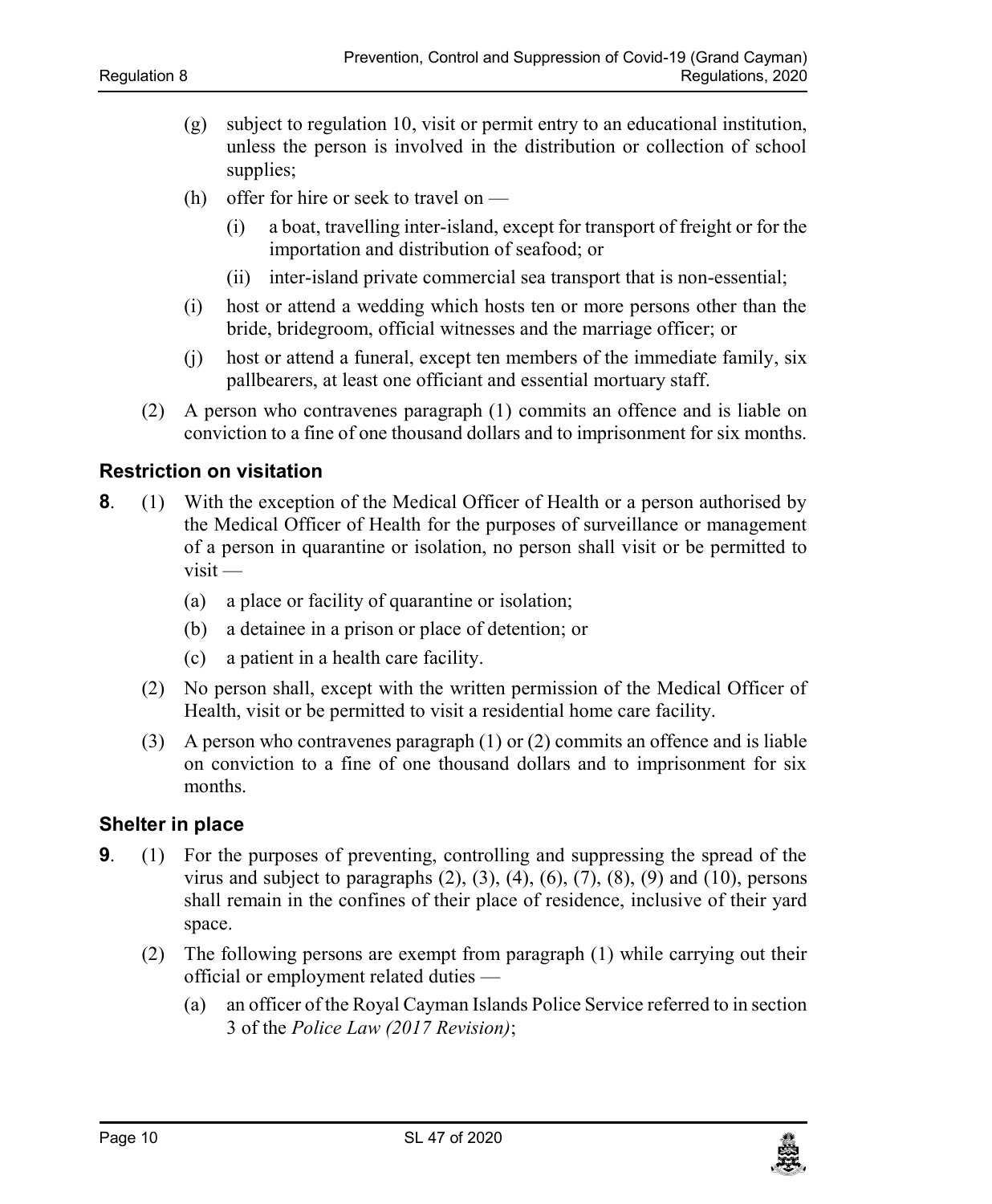(g) subject to regulation 10, visit or permit entry to an educational institution, unless the person is involved in the distribution or collection of school supplies;

(h) offer for hire or seek to travel on —

   (i) a boat, travelling inter-island, except for transport of freight or for the importation and distribution of seafood; or

   (ii) inter-island private commercial sea transport that is non-essential;

(i) host or attend a wedding which hosts ten or more persons other than the bride, bridegroom, official witnesses and the marriage officer; or

(j) host or attend a funeral, except ten members of the immediate family, six pallbearers, at least one officiant and essential mortuary staff.

(2) A person who contravenes paragraph (1) commits an offence and is liable on conviction to a fine of one thousand dollars and to imprisonment for six months.

## Restriction on visitation

**8**. (1) With the exception of the Medical Officer of Health or a person authorised by the Medical Officer of Health for the purposes of surveillance or management of a person in quarantine or isolation, no person shall visit or be permitted to visit —

(a) a place or facility of quarantine or isolation;

(b) a detainee in a prison or place of detention; or

(c) a patient in a health care facility.

(2) No person shall, except with the written permission of the Medical Officer of Health, visit or be permitted to visit a residential home care facility.

(3) A person who contravenes paragraph (1) or (2) commits an offence and is liable on conviction to a fine of one thousand dollars and to imprisonment for six months.

## Shelter in place

**9**. (1) For the purposes of preventing, controlling and suppressing the spread of the virus and subject to paragraphs (2), (3), (4), (6), (7), (8), (9) and (10), persons shall remain in the confines of their place of residence, inclusive of their yard space.

(2) The following persons are exempt from paragraph (1) while carrying out their official or employment related duties —

(a) an officer of the Royal Cayman Islands Police Service referred to in section 3 of the *Police Law (2017 Revision)*;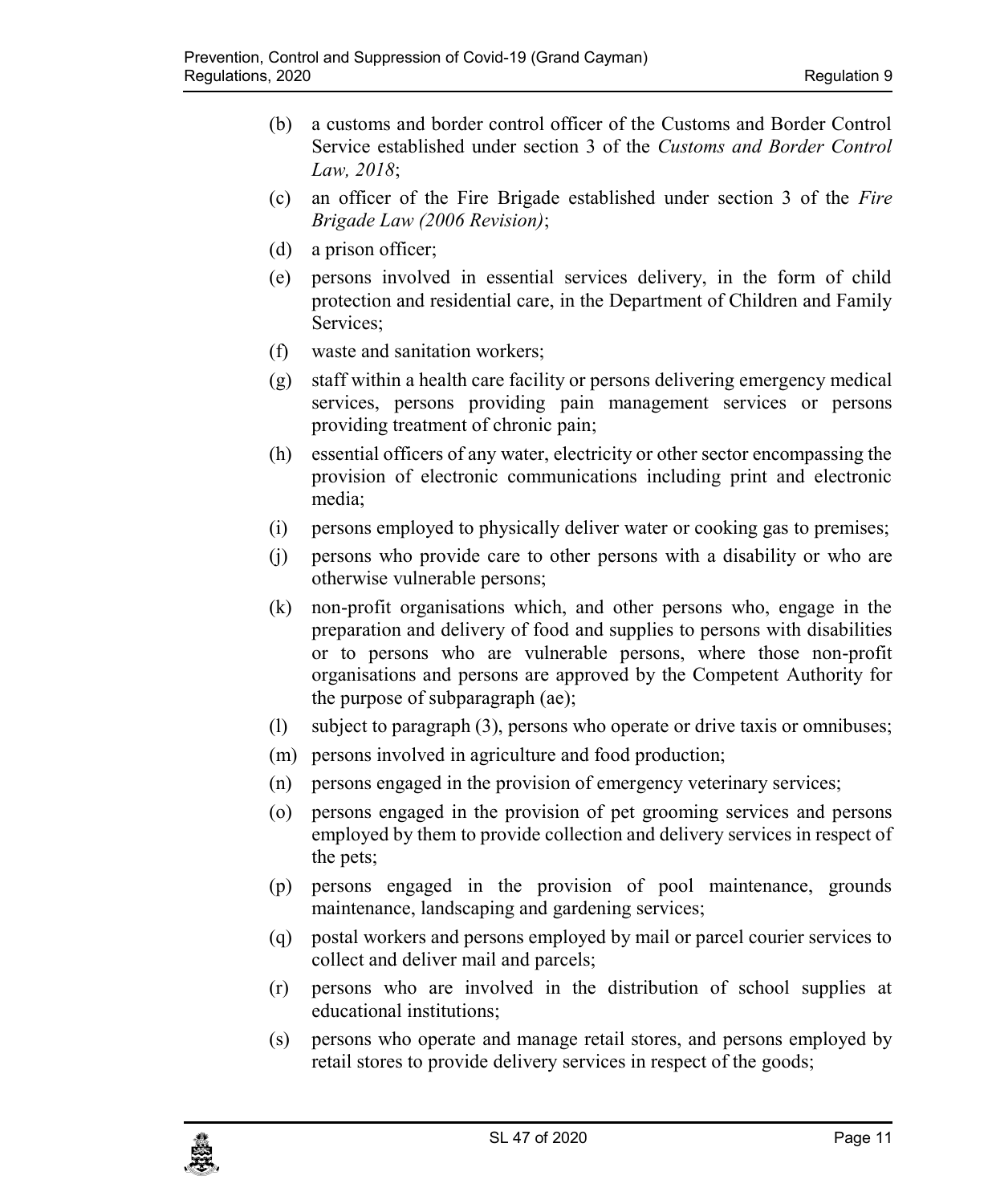(b) a customs and border control officer of the Customs and Border Control Service established under section 3 of the *Customs and Border Control Law, 2018*;

(c) an officer of the Fire Brigade established under section 3 of the *Fire Brigade Law (2006 Revision)*;

(d) a prison officer;

(e) persons involved in essential services delivery, in the form of child protection and residential care, in the Department of Children and Family Services;

(f) waste and sanitation workers;

(g) staff within a health care facility or persons delivering emergency medical services, persons providing pain management services or persons providing treatment of chronic pain;

(h) essential officers of any water, electricity or other sector encompassing the provision of electronic communications including print and electronic media;

(i) persons employed to physically deliver water or cooking gas to premises;

(j) persons who provide care to other persons with a disability or who are otherwise vulnerable persons;

(k) non-profit organisations which, and other persons who, engage in the preparation and delivery of food and supplies to persons with disabilities or to persons who are vulnerable persons, where those non-profit organisations and persons are approved by the Competent Authority for the purpose of subparagraph (ae);

(l) subject to paragraph (3), persons who operate or drive taxis or omnibuses;

(m) persons involved in agriculture and food production;

(n) persons engaged in the provision of emergency veterinary services;

(o) persons engaged in the provision of pet grooming services and persons employed by them to provide collection and delivery services in respect of the pets;

(p) persons engaged in the provision of pool maintenance, grounds maintenance, landscaping and gardening services;

(q) postal workers and persons employed by mail or parcel courier services to collect and deliver mail and parcels;

(r) persons who are involved in the distribution of school supplies at educational institutions;

(s) persons who operate and manage retail stores, and persons employed by retail stores to provide delivery services in respect of the goods;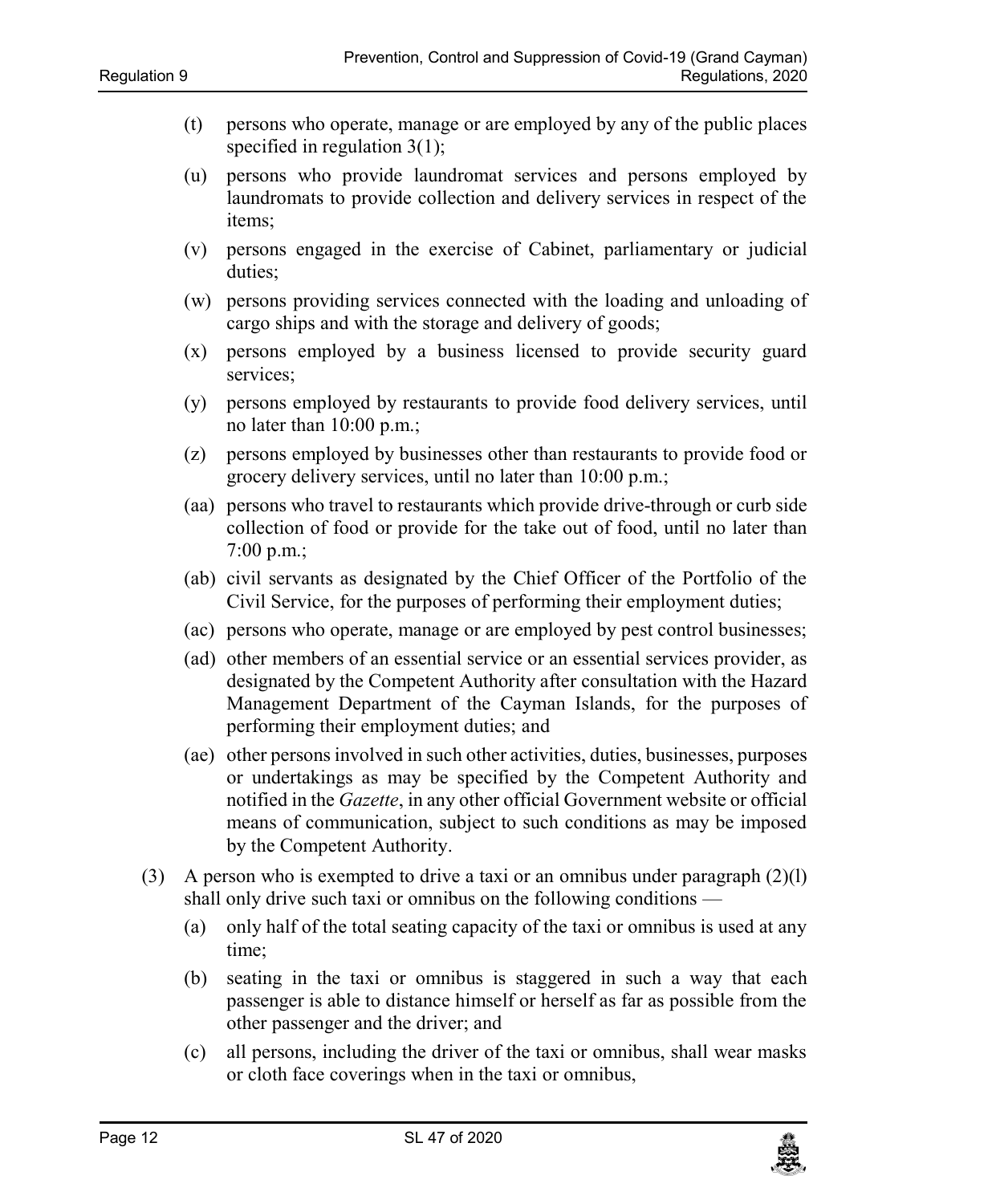(t) persons who operate, manage or are employed by any of the public places specified in regulation 3(1);

(u) persons who provide laundromat services and persons employed by laundromats to provide collection and delivery services in respect of the items;

(v) persons engaged in the exercise of Cabinet, parliamentary or judicial duties;

(w) persons providing services connected with the loading and unloading of cargo ships and with the storage and delivery of goods;

(x) persons employed by a business licensed to provide security guard services;

(y) persons employed by restaurants to provide food delivery services, until no later than 10:00 p.m.;

(z) persons employed by businesses other than restaurants to provide food or grocery delivery services, until no later than 10:00 p.m.;

(aa) persons who travel to restaurants which provide drive-through or curb side collection of food or provide for the take out of food, until no later than 7:00 p.m.;

(ab) civil servants as designated by the Chief Officer of the Portfolio of the Civil Service, for the purposes of performing their employment duties;

(ac) persons who operate, manage or are employed by pest control businesses;

(ad) other members of an essential service or an essential services provider, as designated by the Competent Authority after consultation with the Hazard Management Department of the Cayman Islands, for the purposes of performing their employment duties; and

(ae) other persons involved in such other activities, duties, businesses, purposes or undertakings as may be specified by the Competent Authority and notified in the *Gazette*, in any other official Government website or official means of communication, subject to such conditions as may be imposed by the Competent Authority.

(3) A person who is exempted to drive a taxi or an omnibus under paragraph (2)(l) shall only drive such taxi or omnibus on the following conditions —

(a) only half of the total seating capacity of the taxi or omnibus is used at any time;

(b) seating in the taxi or omnibus is staggered in such a way that each passenger is able to distance himself or herself as far as possible from the other passenger and the driver; and

(c) all persons, including the driver of the taxi or omnibus, shall wear masks or cloth face coverings when in the taxi or omnibus,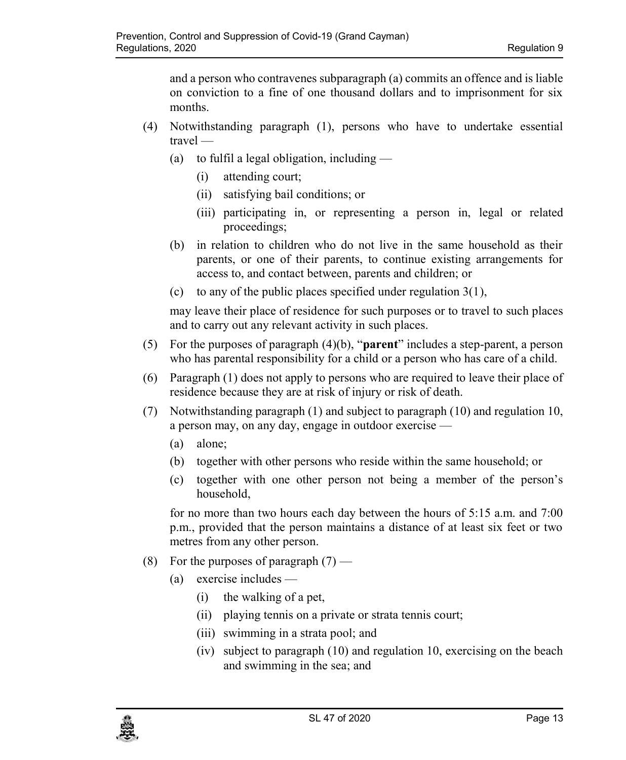and a person who contravenes subparagraph (a) commits an offence and is liable on conviction to a fine of one thousand dollars and to imprisonment for six months.

(4) Notwithstanding paragraph (1), persons who have to undertake essential travel —

- (a) to fulfil a legal obligation, including —
  - (i) attending court;
  - (ii) satisfying bail conditions; or
  - (iii) participating in, or representing a person in, legal or related proceedings;
- (b) in relation to children who do not live in the same household as their parents, or one of their parents, to continue existing arrangements for access to, and contact between, parents and children; or
- (c) to any of the public places specified under regulation 3(1),

may leave their place of residence for such purposes or to travel to such places and to carry out any relevant activity in such places.

(5) For the purposes of paragraph (4)(b), "**parent**" includes a step-parent, a person who has parental responsibility for a child or a person who has care of a child.

(6) Paragraph (1) does not apply to persons who are required to leave their place of residence because they are at risk of injury or risk of death.

(7) Notwithstanding paragraph (1) and subject to paragraph (10) and regulation 10, a person may, on any day, engage in outdoor exercise —

- (a) alone;
- (b) together with other persons who reside within the same household; or
- (c) together with one other person not being a member of the person's household,

for no more than two hours each day between the hours of 5:15 a.m. and 7:00 p.m., provided that the person maintains a distance of at least six feet or two metres from any other person.

(8) For the purposes of paragraph (7) —

- (a) exercise includes —
  - (i) the walking of a pet,
  - (ii) playing tennis on a private or strata tennis court;
  - (iii) swimming in a strata pool; and
  - (iv) subject to paragraph (10) and regulation 10, exercising on the beach and swimming in the sea; and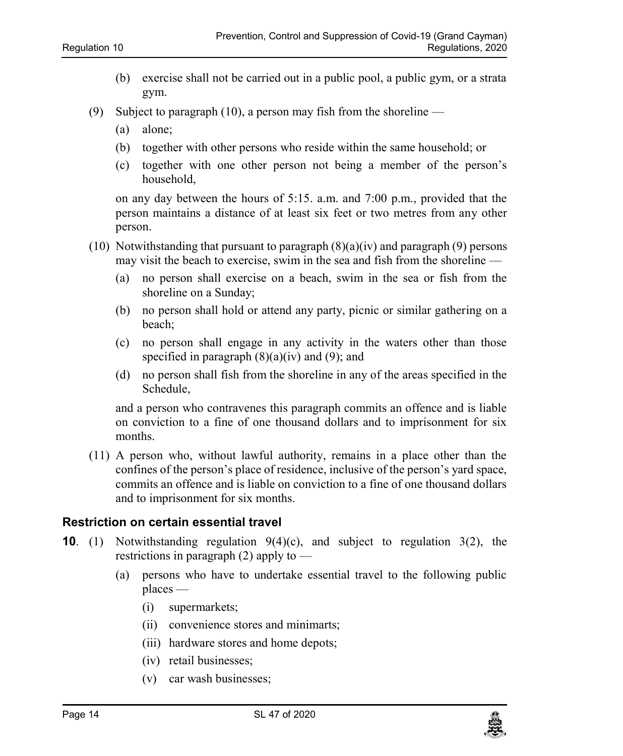(b) exercise shall not be carried out in a public pool, a public gym, or a strata gym.

(9) Subject to paragraph (10), a person may fish from the shoreline —

(a) alone;

(b) together with other persons who reside within the same household; or

(c) together with one other person not being a member of the person's household,

on any day between the hours of 5:15. a.m. and 7:00 p.m., provided that the person maintains a distance of at least six feet or two metres from any other person.

(10) Notwithstanding that pursuant to paragraph (8)(a)(iv) and paragraph (9) persons may visit the beach to exercise, swim in the sea and fish from the shoreline —

(a) no person shall exercise on a beach, swim in the sea or fish from the shoreline on a Sunday;

(b) no person shall hold or attend any party, picnic or similar gathering on a beach;

(c) no person shall engage in any activity in the waters other than those specified in paragraph (8)(a)(iv) and (9); and

(d) no person shall fish from the shoreline in any of the areas specified in the Schedule,

and a person who contravenes this paragraph commits an offence and is liable on conviction to a fine of one thousand dollars and to imprisonment for six months.

(11) A person who, without lawful authority, remains in a place other than the confines of the person's place of residence, inclusive of the person's yard space, commits an offence and is liable on conviction to a fine of one thousand dollars and to imprisonment for six months.

### Restriction on certain essential travel

**10**. (1) Notwithstanding regulation 9(4)(c), and subject to regulation 3(2), the restrictions in paragraph (2) apply to —

(a) persons who have to undertake essential travel to the following public places —

(i) supermarkets;

(ii) convenience stores and minimarts;

(iii) hardware stores and home depots;

(iv) retail businesses;

(v) car wash businesses;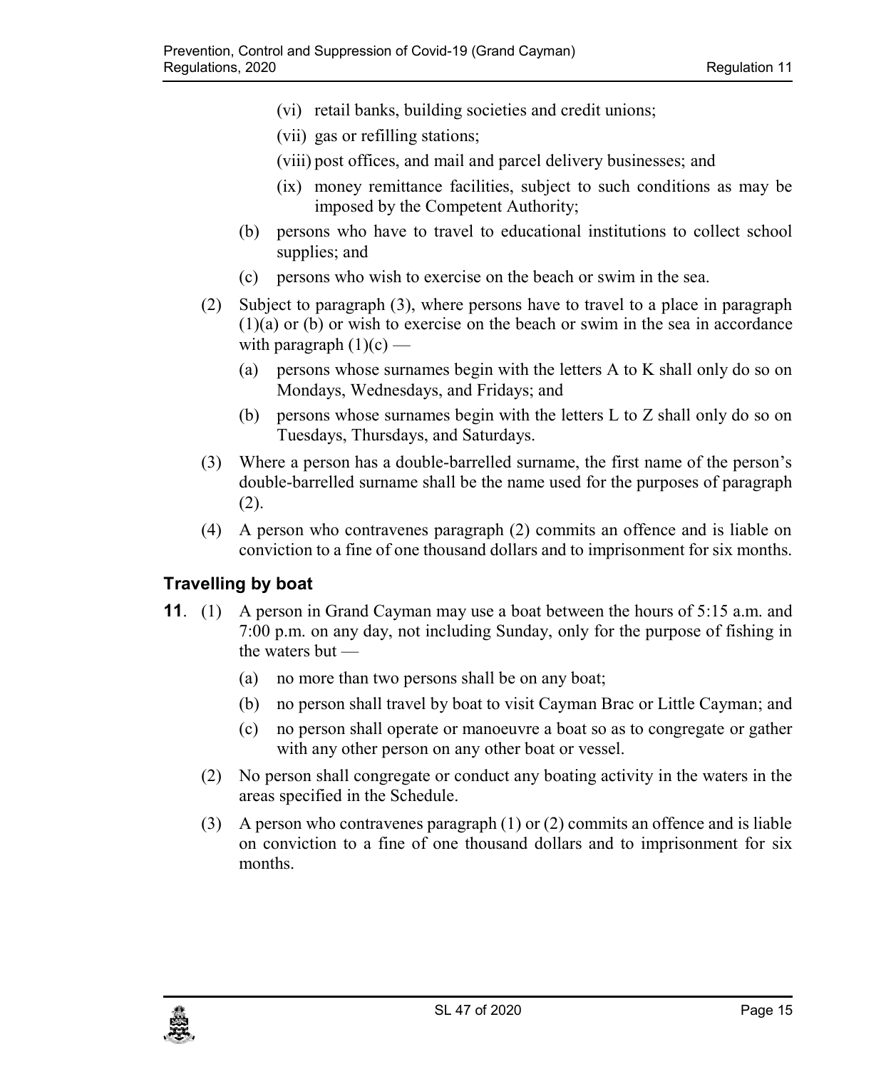(vi) retail banks, building societies and credit unions;

(vii) gas or refilling stations;

(viii) post offices, and mail and parcel delivery businesses; and

(ix) money remittance facilities, subject to such conditions as may be imposed by the Competent Authority;

(b) persons who have to travel to educational institutions to collect school supplies; and

(c) persons who wish to exercise on the beach or swim in the sea.

(2) Subject to paragraph (3), where persons have to travel to a place in paragraph (1)(a) or (b) or wish to exercise on the beach or swim in the sea in accordance with paragraph (1)(c) —

(a) persons whose surnames begin with the letters A to K shall only do so on Mondays, Wednesdays, and Fridays; and

(b) persons whose surnames begin with the letters L to Z shall only do so on Tuesdays, Thursdays, and Saturdays.

(3) Where a person has a double-barrelled surname, the first name of the person's double-barrelled surname shall be the name used for the purposes of paragraph (2).

(4) A person who contravenes paragraph (2) commits an offence and is liable on conviction to a fine of one thousand dollars and to imprisonment for six months.

## Travelling by boat

**11**. (1) A person in Grand Cayman may use a boat between the hours of 5:15 a.m. and 7:00 p.m. on any day, not including Sunday, only for the purpose of fishing in the waters but —

(a) no more than two persons shall be on any boat;

(b) no person shall travel by boat to visit Cayman Brac or Little Cayman; and

(c) no person shall operate or manoeuvre a boat so as to congregate or gather with any other person on any other boat or vessel.

(2) No person shall congregate or conduct any boating activity in the waters in the areas specified in the Schedule.

(3) A person who contravenes paragraph (1) or (2) commits an offence and is liable on conviction to a fine of one thousand dollars and to imprisonment for six months.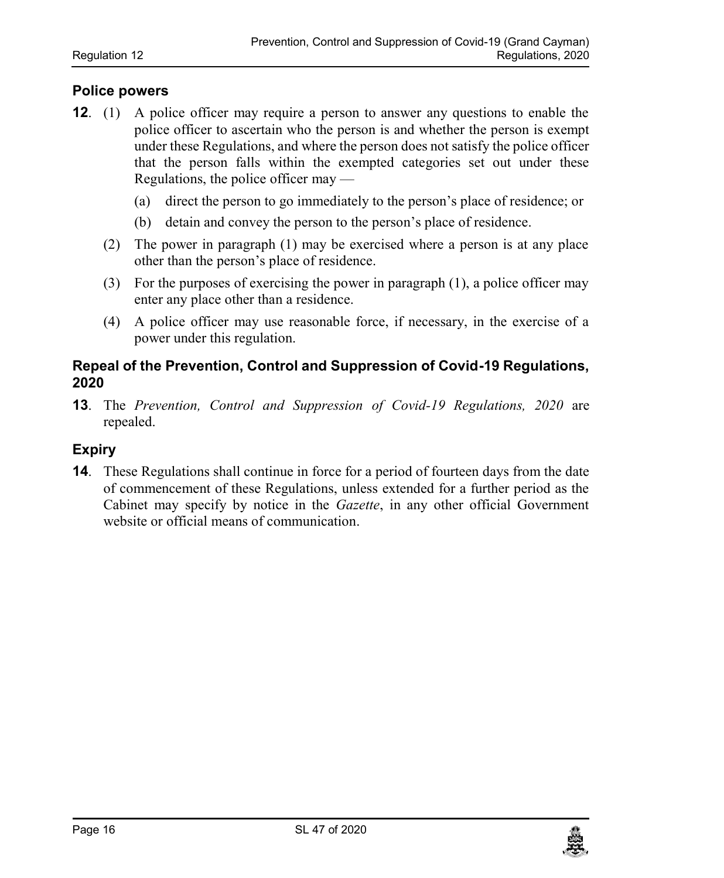## Police powers

**12**. (1) A police officer may require a person to answer any questions to enable the police officer to ascertain who the person is and whether the person is exempt under these Regulations, and where the person does not satisfy the police officer that the person falls within the exempted categories set out under these Regulations, the police officer may —

(a) direct the person to go immediately to the person's place of residence; or

(b) detain and convey the person to the person's place of residence.

(2) The power in paragraph (1) may be exercised where a person is at any place other than the person's place of residence.

(3) For the purposes of exercising the power in paragraph (1), a police officer may enter any place other than a residence.

(4) A police officer may use reasonable force, if necessary, in the exercise of a power under this regulation.

## Repeal of the Prevention, Control and Suppression of Covid-19 Regulations, 2020

**13**. The *Prevention, Control and Suppression of Covid-19 Regulations, 2020* are repealed.

## Expiry

**14**. These Regulations shall continue in force for a period of fourteen days from the date of commencement of these Regulations, unless extended for a further period as the Cabinet may specify by notice in the *Gazette*, in any other official Government website or official means of communication.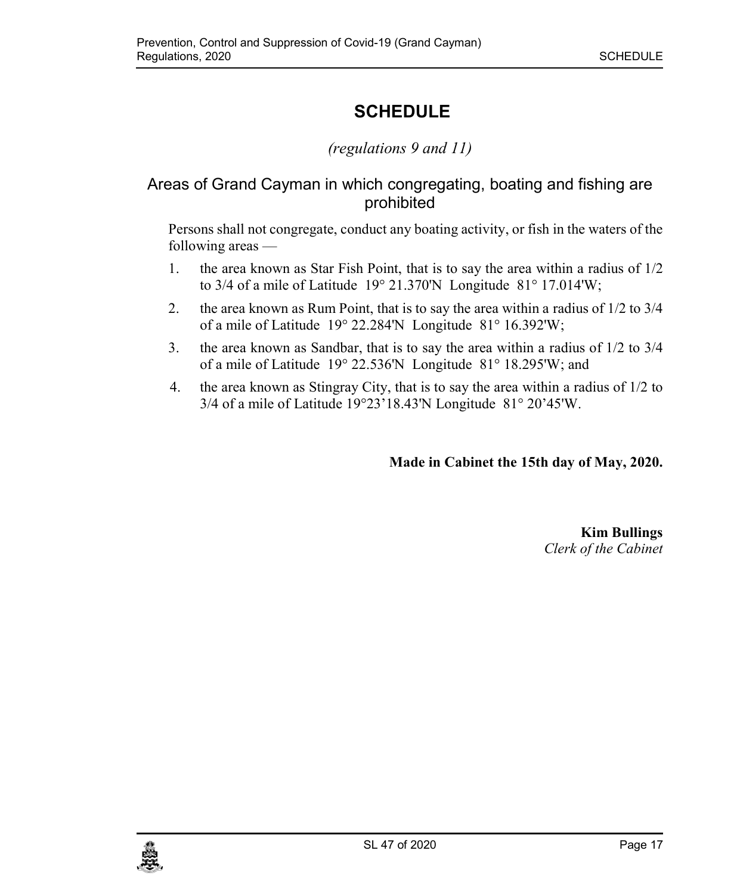# SCHEDULE

*(regulations 9 and 11)*

## Areas of Grand Cayman in which congregating, boating and fishing are prohibited

Persons shall not congregate, conduct any boating activity, or fish in the waters of the following areas —

1. the area known as Star Fish Point, that is to say the area within a radius of 1/2 to 3/4 of a mile of Latitude 19° 21.370'N Longitude 81° 17.014'W;
2. the area known as Rum Point, that is to say the area within a radius of 1/2 to 3/4 of a mile of Latitude 19° 22.284'N Longitude 81° 16.392'W;
3. the area known as Sandbar, that is to say the area within a radius of 1/2 to 3/4 of a mile of Latitude 19° 22.536'N Longitude 81° 18.295'W; and
4. the area known as Stingray City, that is to say the area within a radius of 1/2 to 3/4 of a mile of Latitude 19°23’18.43'N Longitude 81° 20’45'W.

**Made in Cabinet the 15th day of May, 2020.**

**Kim Bullings**
*Clerk of the Cabinet*